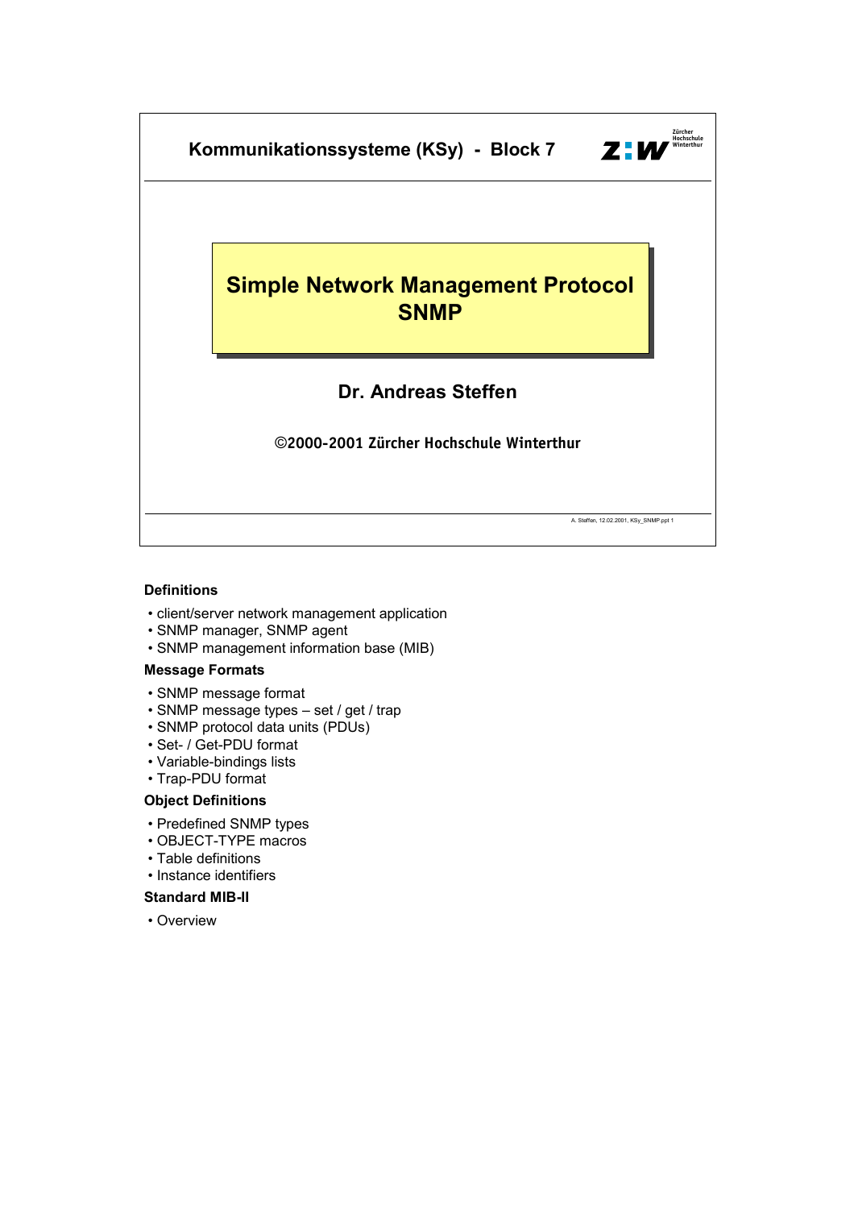# Kommunikationssysteme (KSy) - Block 7

## Simple Network Management Protocol SNMP

**Dr. Andreas Steffen**

©2000-2001 Zürcher Hochschule Winterthur

A. Steffen, 12.02.2001, KSy_SNMP.ppt 1

### Definitions

- client/server network management application
- SNMP manager, SNMP agent
- SNMP management information base (MIB)

### Message Formats

- SNMP message format
- SNMP message types – set / get / trap
- SNMP protocol data units (PDUs)
- Set- / Get-PDU format
- Variable-bindings lists
- Trap-PDU format

### Object Definitions

- Predefined SNMP types
- OBJECT-TYPE macros
- Table definitions
- Instance identifiers

### Standard MIB-II

- Overview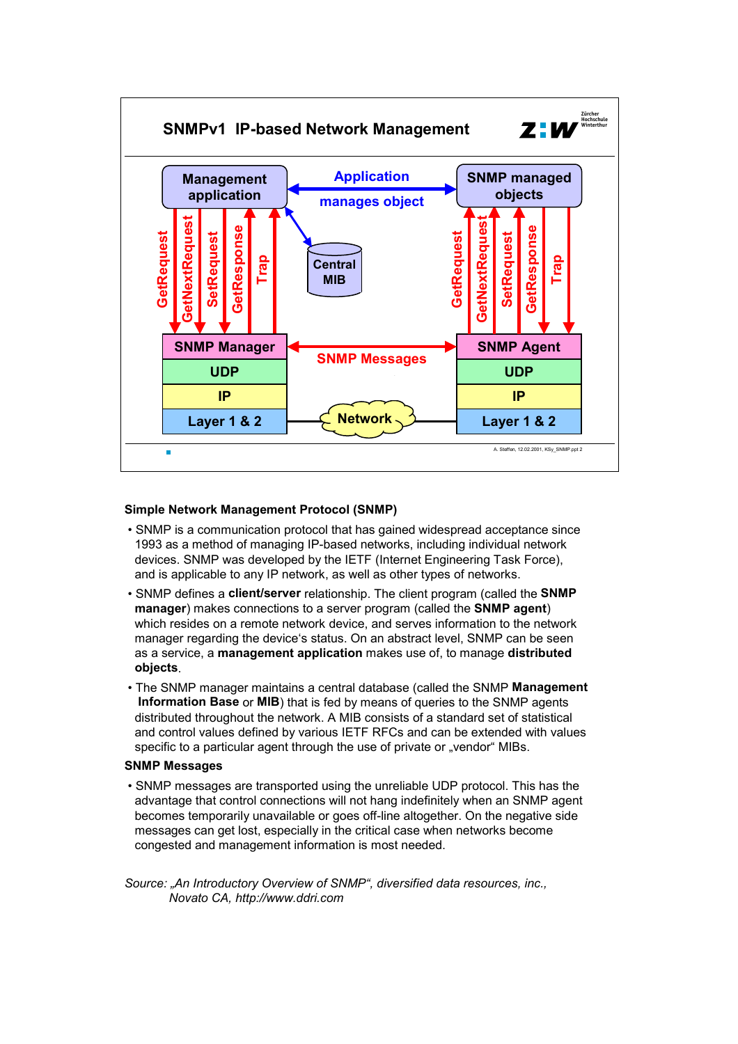**SNMPv1 IP-based Network Management**

Management application — Application manages object — SNMP managed objects

Central MIB

GetRequest, GetNextRequest, SetRequest, GetResponse, Trap

SNMP Manager / UDP / IP / Layer 1 & 2 — SNMP Messages — Network — SNMP Agent / UDP / IP / Layer 1 & 2

### Simple Network Management Protocol (SNMP)

- SNMP is a communication protocol that has gained widespread acceptance since 1993 as a method of managing IP-based networks, including individual network devices. SNMP was developed by the IETF (Internet Engineering Task Force), and is applicable to any IP network, as well as other types of networks.
- SNMP defines a **client/server** relationship. The client program (called the **SNMP manager**) makes connections to a server program (called the **SNMP agent**) which resides on a remote network device, and serves information to the network manager regarding the device's status. On an abstract level, SNMP can be seen as a service, a **management application** makes use of, to manage **distributed objects**.
- The SNMP manager maintains a central database (called the SNMP **Management Information Base** or **MIB**) that is fed by means of queries to the SNMP agents distributed throughout the network. A MIB consists of a standard set of statistical and control values defined by various IETF RFCs and can be extended with values specific to a particular agent through the use of private or „vendor" MIBs.

### SNMP Messages

- SNMP messages are transported using the unreliable UDP protocol. This has the advantage that control connections will not hang indefinitely when an SNMP agent becomes temporarily unavailable or goes off-line altogether. On the negative side messages can get lost, especially in the critical case when networks become congested and management information is most needed.

*Source: „An Introductory Overview of SNMP", diversified data resources, inc., Novato CA, http://www.ddri.com*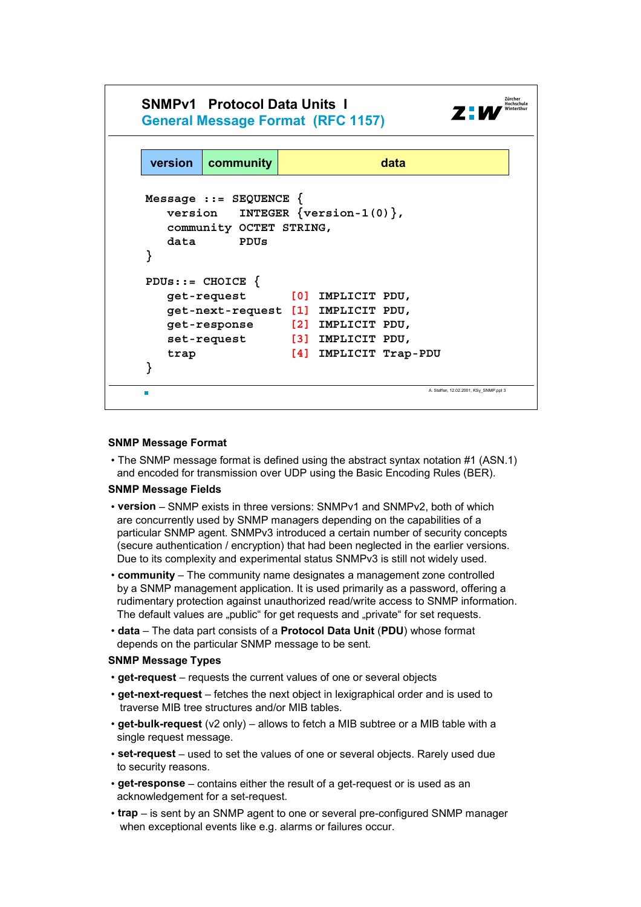## SNMPv1 Protocol Data Units I

### General Message Format (RFC 1157)

| version | community | data |
|---|---|---|

```
Message ::= SEQUENCE {
   version   INTEGER {version-1(0)},
   community OCTET STRING,
   data      PDUs
}

PDUs::= CHOICE {
   get-request       [0] IMPLICIT PDU,
   get-next-request  [1] IMPLICIT PDU,
   get-response      [2] IMPLICIT PDU,
   set-request       [3] IMPLICIT PDU,
   trap              [4] IMPLICIT Trap-PDU
}
```

A. Steffen, 12.02.2001, KSy_SNMP.ppt 3

**SNMP Message Format**

- The SNMP message format is defined using the abstract syntax notation #1 (ASN.1) and encoded for transmission over UDP using the Basic Encoding Rules (BER).

**SNMP Message Fields**

- **version** – SNMP exists in three versions: SNMPv1 and SNMPv2, both of which are concurrently used by SNMP managers depending on the capabilities of a particular SNMP agent. SNMPv3 introduced a certain number of security concepts (secure authentication / encryption) that had been neglected in the earlier versions. Due to its complexity and experimental status SNMPv3 is still not widely used.
- **community** – The community name designates a management zone controlled by a SNMP management application. It is used primarily as a password, offering a rudimentary protection against unauthorized read/write access to SNMP information. The default values are „public“ for get requests and „private“ for set requests.
- **data** – The data part consists of a **Protocol Data Unit** (**PDU**) whose format depends on the particular SNMP message to be sent.

**SNMP Message Types**

- **get-request** – requests the current values of one or several objects
- **get-next-request** – fetches the next object in lexigraphical order and is used to traverse MIB tree structures and/or MIB tables.
- **get-bulk-request** (v2 only) – allows to fetch a MIB subtree or a MIB table with a single request message.
- **set-request** – used to set the values of one or several objects. Rarely used due to security reasons.
- **get-response** – contains either the result of a get-request or is used as an acknowledgement for a set-request.
- **trap** – is sent by an SNMP agent to one or several pre-configured SNMP manager when exceptional events like e.g. alarms or failures occur.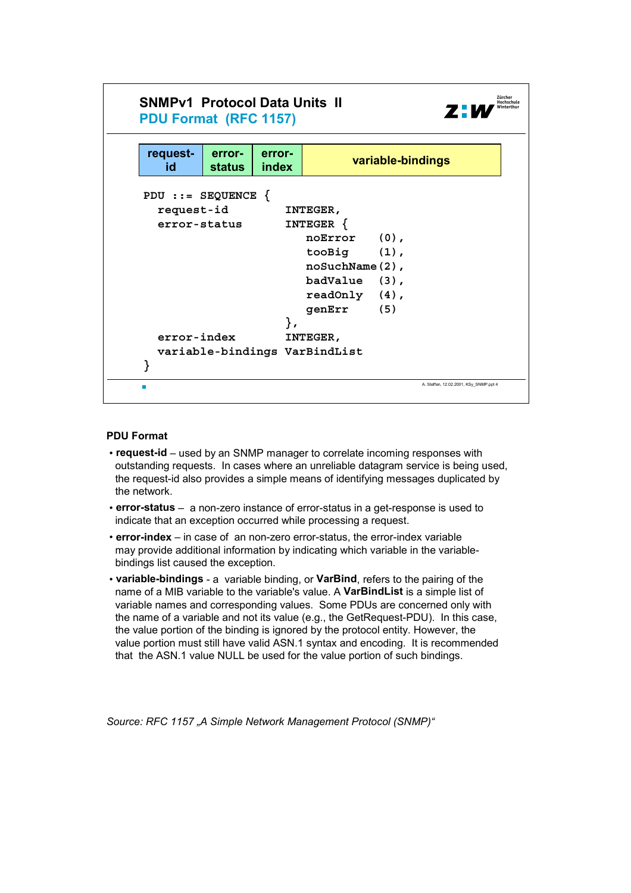## SNMPv1 Protocol Data Units II

### PDU Format (RFC 1157)

| request-id | error-status | error-index | variable-bindings |
|---|---|---|---|

```
PDU ::= SEQUENCE {
  request-id        INTEGER,
  error-status      INTEGER {
                       noError    (0),
                       tooBig     (1),
                       noSuchName (2),
                       badValue   (3),
                       readOnly   (4),
                       genErr     (5)
                    },
  error-index       INTEGER,
  variable-bindings VarBindList
}
```

**PDU Format**

- **request-id** – used by an SNMP manager to correlate incoming responses with outstanding requests. In cases where an unreliable datagram service is being used, the request-id also provides a simple means of identifying messages duplicated by the network.
- **error-status** – a non-zero instance of error-status in a get-response is used to indicate that an exception occurred while processing a request.
- **error-index** – in case of an non-zero error-status, the error-index variable may provide additional information by indicating which variable in the variable-bindings list caused the exception.
- **variable-bindings** - a variable binding, or **VarBind**, refers to the pairing of the name of a MIB variable to the variable's value. A **VarBindList** is a simple list of variable names and corresponding values. Some PDUs are concerned only with the name of a variable and not its value (e.g., the GetRequest-PDU). In this case, the value portion of the binding is ignored by the protocol entity. However, the value portion must still have valid ASN.1 syntax and encoding. It is recommended that the ASN.1 value NULL be used for the value portion of such bindings.

*Source: RFC 1157 „A Simple Network Management Protocol (SNMP)“*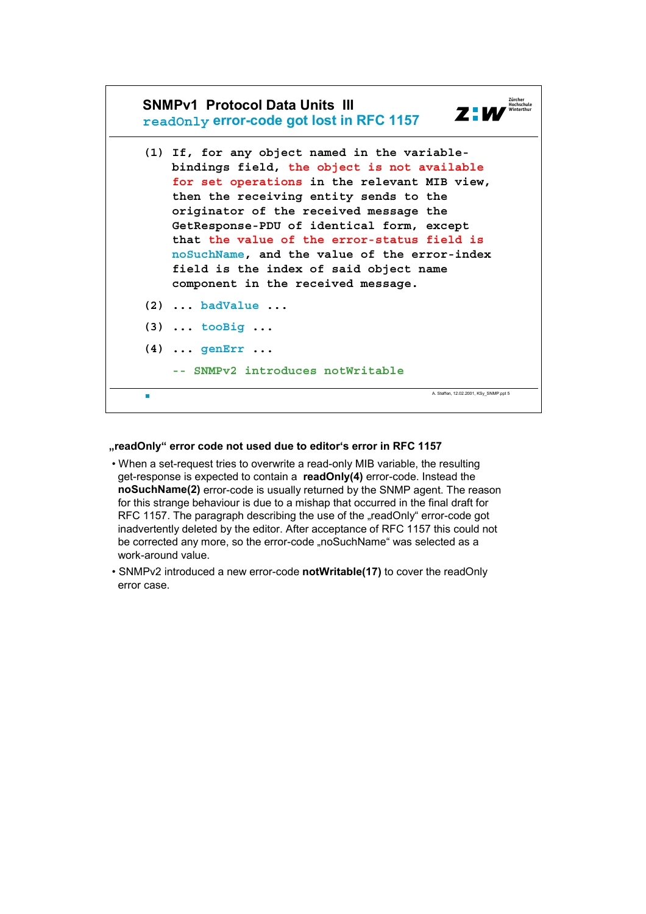## SNMPv1 Protocol Data Units III

### readOnly error-code got lost in RFC 1157

```
(1) If, for any object named in the variable-
    bindings field, the object is not available
    for set operations in the relevant MIB view,
    then the receiving entity sends to the
    originator of the received message the
    GetResponse-PDU of identical form, except
    that the value of the error-status field is
    noSuchName, and the value of the error-index
    field is the index of said object name
    component in the received message.

(2) ... badValue ...

(3) ... tooBig ...

(4) ... genErr ...

    -- SNMPv2 introduces notWritable
```

**„readOnly" error code not used due to editor's error in RFC 1157**

- When a set-request tries to overwrite a read-only MIB variable, the resulting get-response is expected to contain a **readOnly(4)** error-code. Instead the **noSuchName(2)** error-code is usually returned by the SNMP agent. The reason for this strange behaviour is due to a mishap that occurred in the final draft for RFC 1157. The paragraph describing the use of the „readOnly" error-code got inadvertently deleted by the editor. After acceptance of RFC 1157 this could not be corrected any more, so the error-code „noSuchName" was selected as a work-around value.
- SNMPv2 introduced a new error-code **notWritable(17)** to cover the readOnly error case.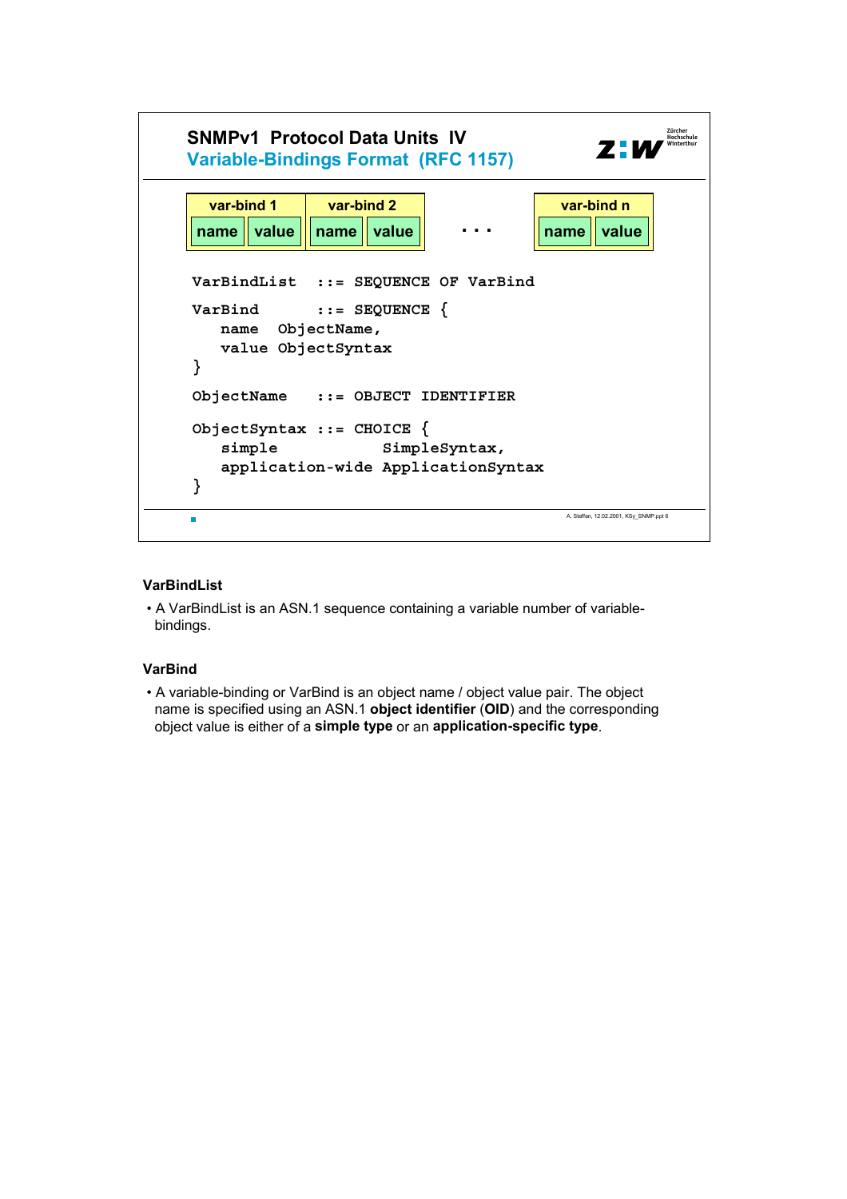## SNMPv1 Protocol Data Units IV
### Variable-Bindings Format (RFC 1157)

| var-bind 1 | | var-bind 2 | | . . . | var-bind n | |
|---|---|---|---|---|---|---|
| name | value | name | value | | name | value |

```
VarBindList   ::= SEQUENCE OF VarBind

VarBind       ::= SEQUENCE {
   name  ObjectName,
   value ObjectSyntax
}

ObjectName    ::= OBJECT IDENTIFIER

ObjectSyntax ::= CHOICE {
   simple           SimpleSyntax,
   application-wide ApplicationSyntax
}
```

**VarBindList**

- A VarBindList is an ASN.1 sequence containing a variable number of variable-bindings.

**VarBind**

- A variable-binding or VarBind is an object name / object value pair. The object name is specified using an ASN.1 **object identifier** (**OID**) and the corresponding object value is either of a **simple type** or an **application-specific type**.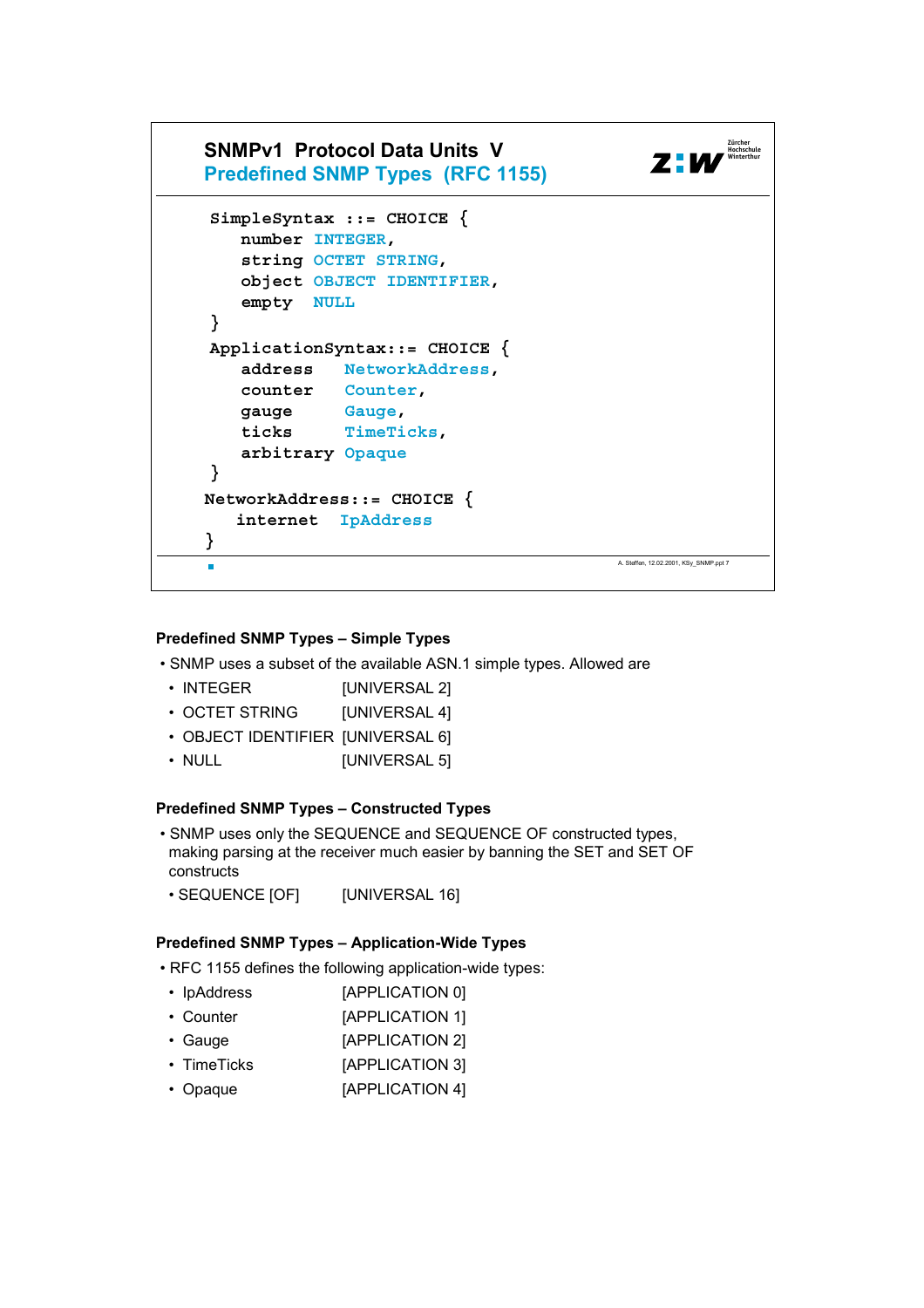## SNMPv1 Protocol Data Units V
### Predefined SNMP Types (RFC 1155)

```
SimpleSyntax ::= CHOICE {
   number INTEGER,
   string OCTET STRING,
   object OBJECT IDENTIFIER,
   empty  NULL
}
ApplicationSyntax::= CHOICE {
   address   NetworkAddress,
   counter   Counter,
   gauge     Gauge,
   ticks     TimeTicks,
   arbitrary Opaque
}
NetworkAddress::= CHOICE {
   internet  IpAddress
}
```

A. Steffen, 12.02.2001, KSy_SNMP.ppt 7

**Predefined SNMP Types – Simple Types**

- SNMP uses a subset of the available ASN.1 simple types. Allowed are
  - INTEGER [UNIVERSAL 2]
  - OCTET STRING [UNIVERSAL 4]
  - OBJECT IDENTIFIER [UNIVERSAL 6]
  - NULL [UNIVERSAL 5]

**Predefined SNMP Types – Constructed Types**

- SNMP uses only the SEQUENCE and SEQUENCE OF constructed types, making parsing at the receiver much easier by banning the SET and SET OF constructs
  - SEQUENCE [OF] [UNIVERSAL 16]

**Predefined SNMP Types – Application-Wide Types**

- RFC 1155 defines the following application-wide types:
  - IpAddress [APPLICATION 0]
  - Counter [APPLICATION 1]
  - Gauge [APPLICATION 2]
  - TimeTicks [APPLICATION 3]
  - Opaque [APPLICATION 4]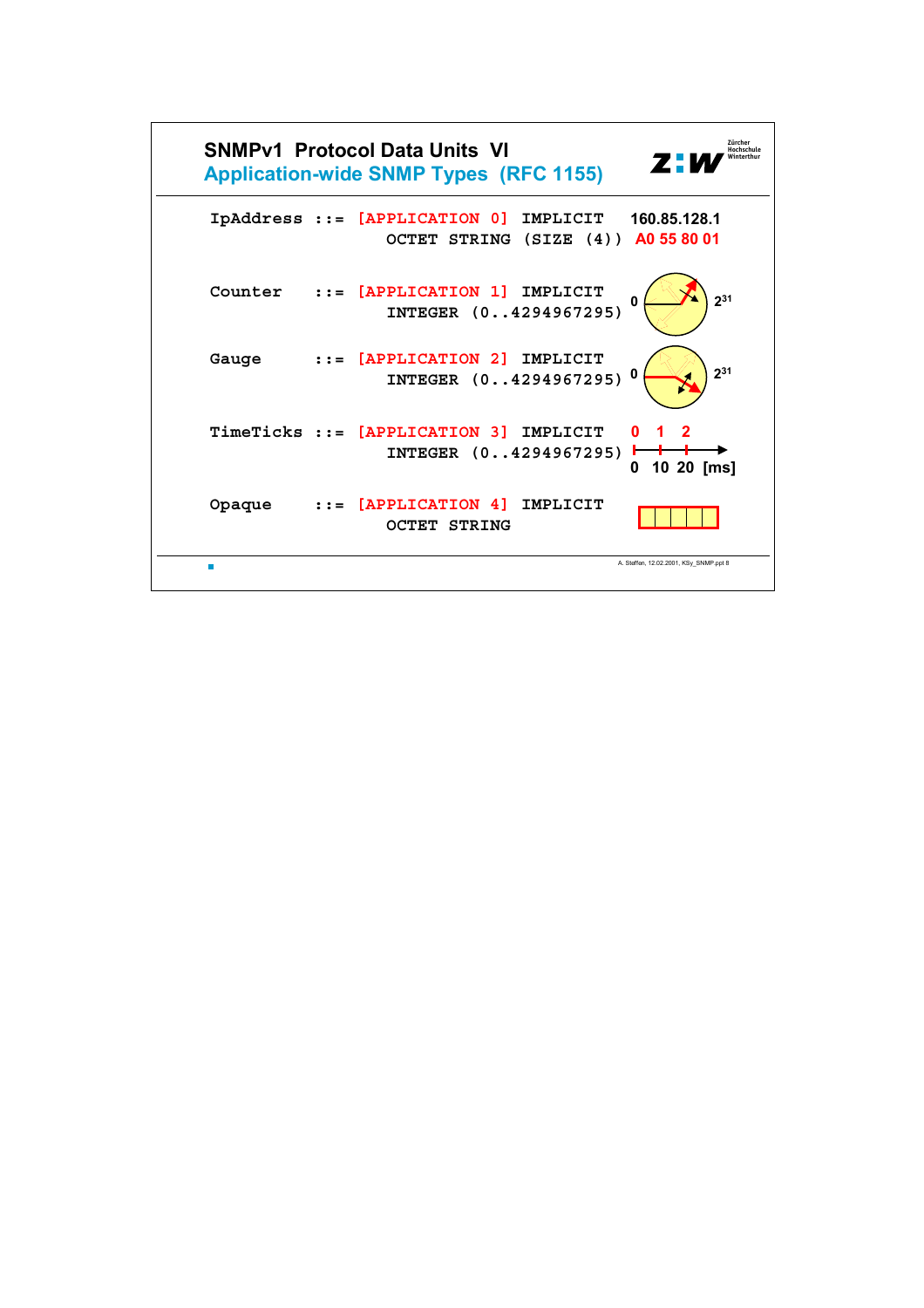# SNMPv1 Protocol Data Units VI

## Application-wide SNMP Types (RFC 1155)

```
IpAddress ::= [APPLICATION 0] IMPLICIT
                  OCTET STRING (SIZE (4))

Counter   ::= [APPLICATION 1] IMPLICIT
                  INTEGER (0..4294967295)

Gauge     ::= [APPLICATION 2] IMPLICIT
                  INTEGER (0..4294967295)

TimeTicks ::= [APPLICATION 3] IMPLICIT
                  INTEGER (0..4294967295)

Opaque    ::= [APPLICATION 4] IMPLICIT
                  OCTET STRING
```

IpAddress example: 160.85.128.1 → A0 55 80 01

Counter: 0 … $2^{31}$

Gauge: 0 … $2^{31}$

TimeTicks: 0 1 2 → 0 10 20 [ms]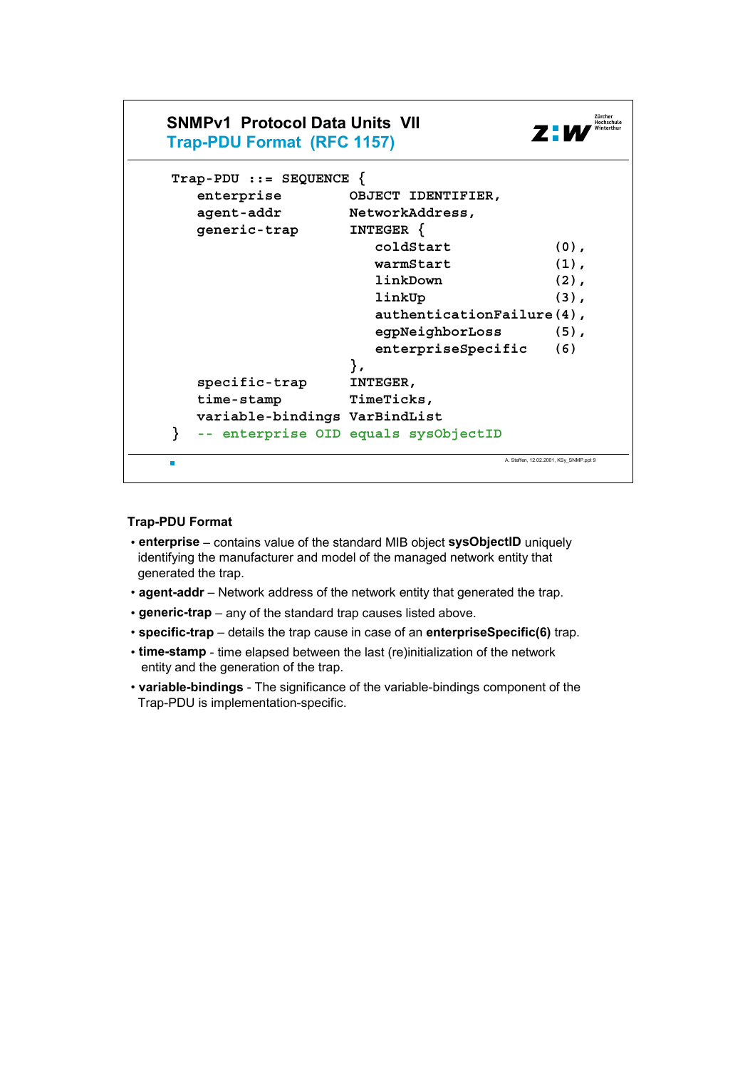## SNMPv1 Protocol Data Units VII
### Trap-PDU Format (RFC 1157)

```
Trap-PDU ::= SEQUENCE {
   enterprise         OBJECT IDENTIFIER,
   agent-addr         NetworkAddress,
   generic-trap       INTEGER {
                         coldStart             (0),
                         warmStart             (1),
                         linkDown              (2),
                         linkUp                (3),
                         authenticationFailure(4),
                         egpNeighborLoss       (5),
                         enterpriseSpecific    (6)
                      },
   specific-trap      INTEGER,
   time-stamp         TimeTicks,
   variable-bindings  VarBindList
}  -- enterprise OID equals sysObjectID
```

**Trap-PDU Format**

- **enterprise** – contains value of the standard MIB object **sysObjectID** uniquely identifying the manufacturer and model of the managed network entity that generated the trap.
- **agent-addr** – Network address of the network entity that generated the trap.
- **generic-trap** – any of the standard trap causes listed above.
- **specific-trap** – details the trap cause in case of an **enterpriseSpecific(6)** trap.
- **time-stamp** - time elapsed between the last (re)initialization of the network entity and the generation of the trap.
- **variable-bindings** - The significance of the variable-bindings component of the Trap-PDU is implementation-specific.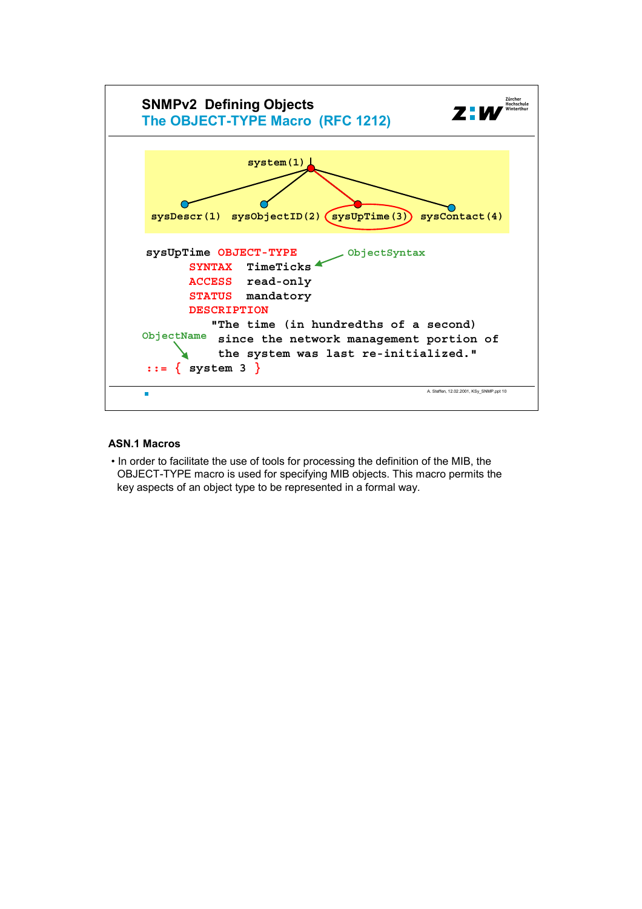## SNMPv2 Defining Objects

### The OBJECT-TYPE Macro (RFC 1212)

system(1)

sysDescr(1) sysObjectID(2) sysUpTime(3) sysContact(4)

```
sysUpTime OBJECT-TYPE                    ObjectSyntax
       SYNTAX   TimeTicks
       ACCESS   read-only
       STATUS   mandatory
       DESCRIPTION
           "The time (in hundredths of a second)
ObjectName  since the network management portion of
            the system was last re-initialized."
 ::= { system 3 }
```

A. Steffen, 12.02.2001, KSy_SNMP.ppt 10

### ASN.1 Macros

- In order to facilitate the use of tools for processing the definition of the MIB, the OBJECT-TYPE macro is used for specifying MIB objects. This macro permits the key aspects of an object type to be represented in a formal way.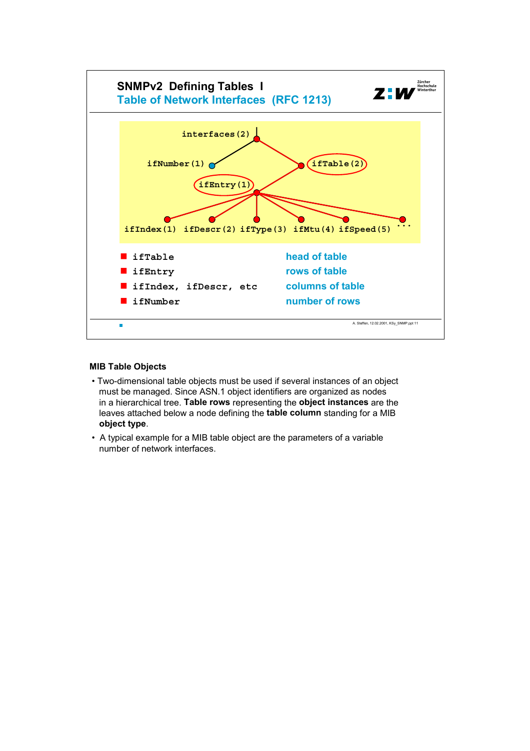## SNMPv2 Defining Tables I

### Table of Network Interfaces (RFC 1213)

```
                 interfaces(2)
                      |
        ifNumber(1) --+-- ifTable(2)
                            |
                        ifEntry(1)
                            |
  ifIndex(1) ifDescr(2) ifType(3) ifMtu(4) ifSpeed(5) ...
```

- `ifTable` — head of table
- `ifEntry` — rows of table
- `ifIndex, ifDescr, etc` — columns of table
- `ifNumber` — number of rows

A. Steffen, 12.02.2001, KSy_SNMP.ppt 11

### MIB Table Objects

- Two-dimensional table objects must be used if several instances of an object must be managed. Since ASN.1 object identifiers are organized as nodes in a hierarchical tree. **Table rows** representing the **object instances** are the leaves attached below a node defining the **table column** standing for a MIB **object type**.
- A typical example for a MIB table object are the parameters of a variable number of network interfaces.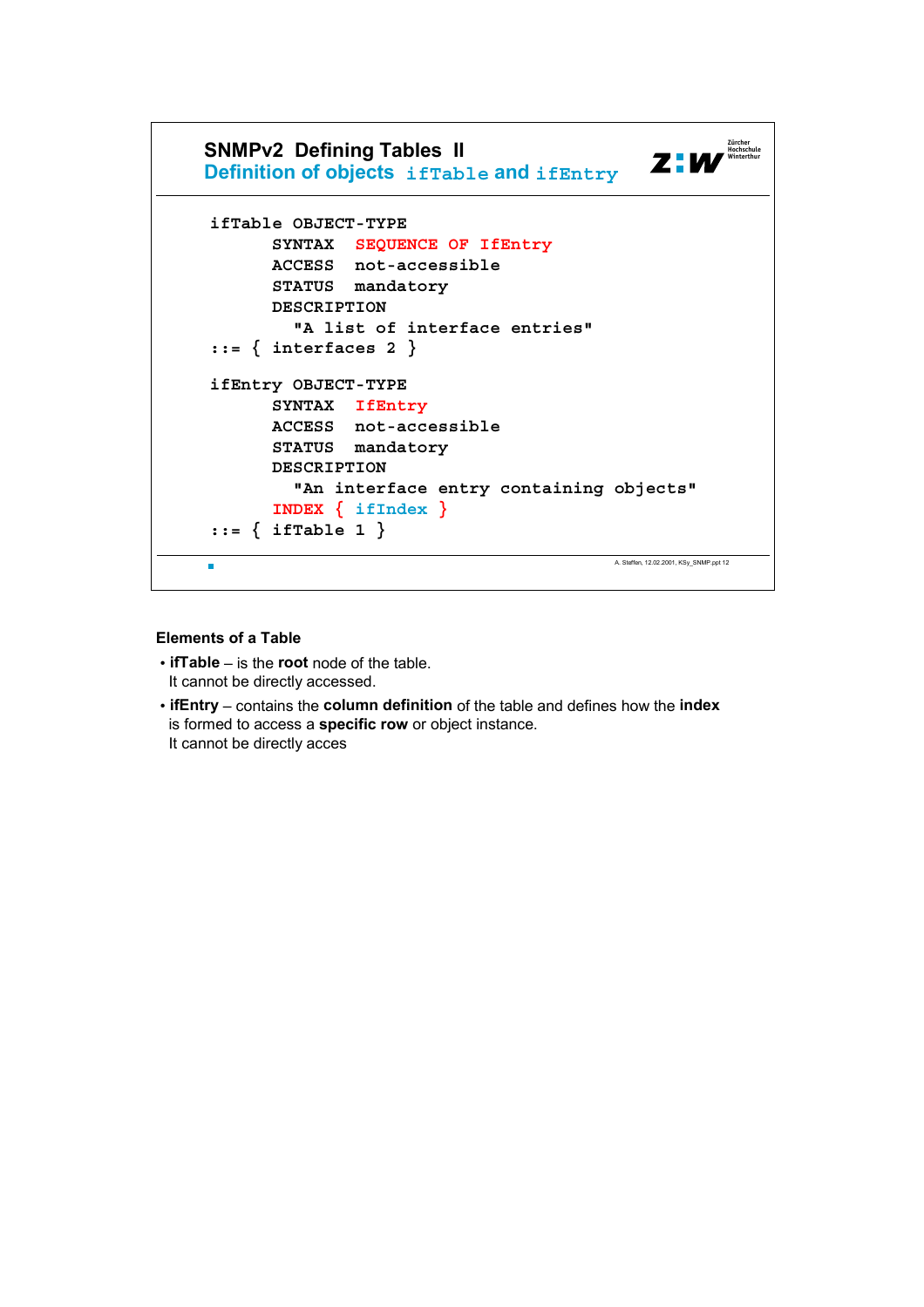## SNMPv2 Defining Tables II

### Definition of objects `ifTable` and `ifEntry`

```
ifTable OBJECT-TYPE
      SYNTAX  SEQUENCE OF IfEntry
      ACCESS  not-accessible
      STATUS  mandatory
      DESCRIPTION
        "A list of interface entries"
::= { interfaces 2 }

ifEntry OBJECT-TYPE
      SYNTAX  IfEntry
      ACCESS  not-accessible
      STATUS  mandatory
      DESCRIPTION
        "An interface entry containing objects"
      INDEX { ifIndex }
::= { ifTable 1 }
```

**Elements of a Table**

- **ifTable** – is the **root** node of the table.
  It cannot be directly accessed.
- **ifEntry** – contains the **column definition** of the table and defines how the **index** is formed to access a **specific row** or object instance.
  It cannot be directly acces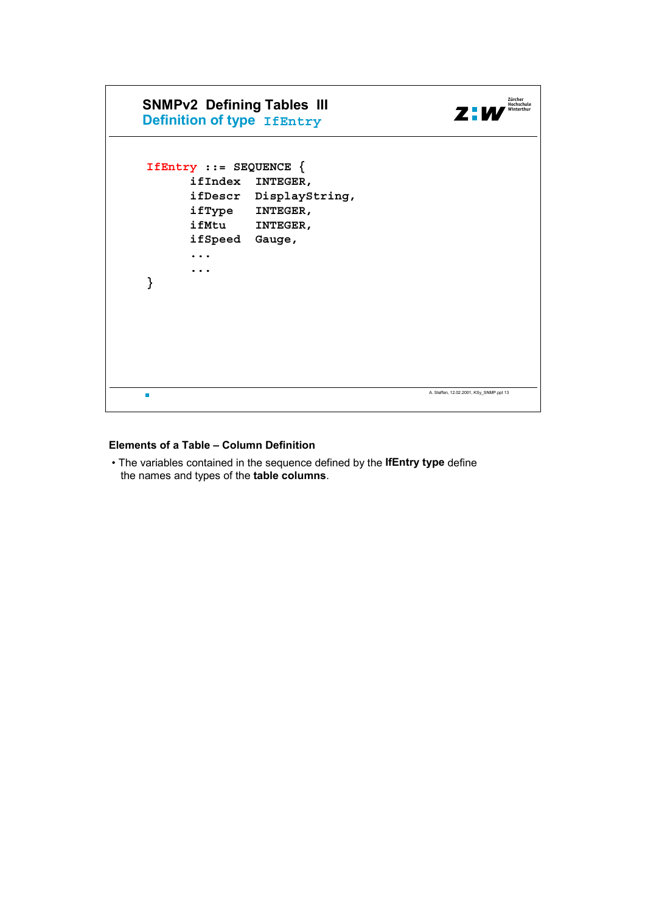## SNMPv2 Defining Tables III

### Definition of type `IfEntry`

```
IfEntry ::= SEQUENCE {
       ifIndex   INTEGER,
       ifDescr   DisplayString,
       ifType    INTEGER,
       ifMtu     INTEGER,
       ifSpeed   Gauge,
       ...
       ...
}
```

**Elements of a Table – Column Definition**

- The variables contained in the sequence defined by the **IfEntry type** define the names and types of the **table columns**.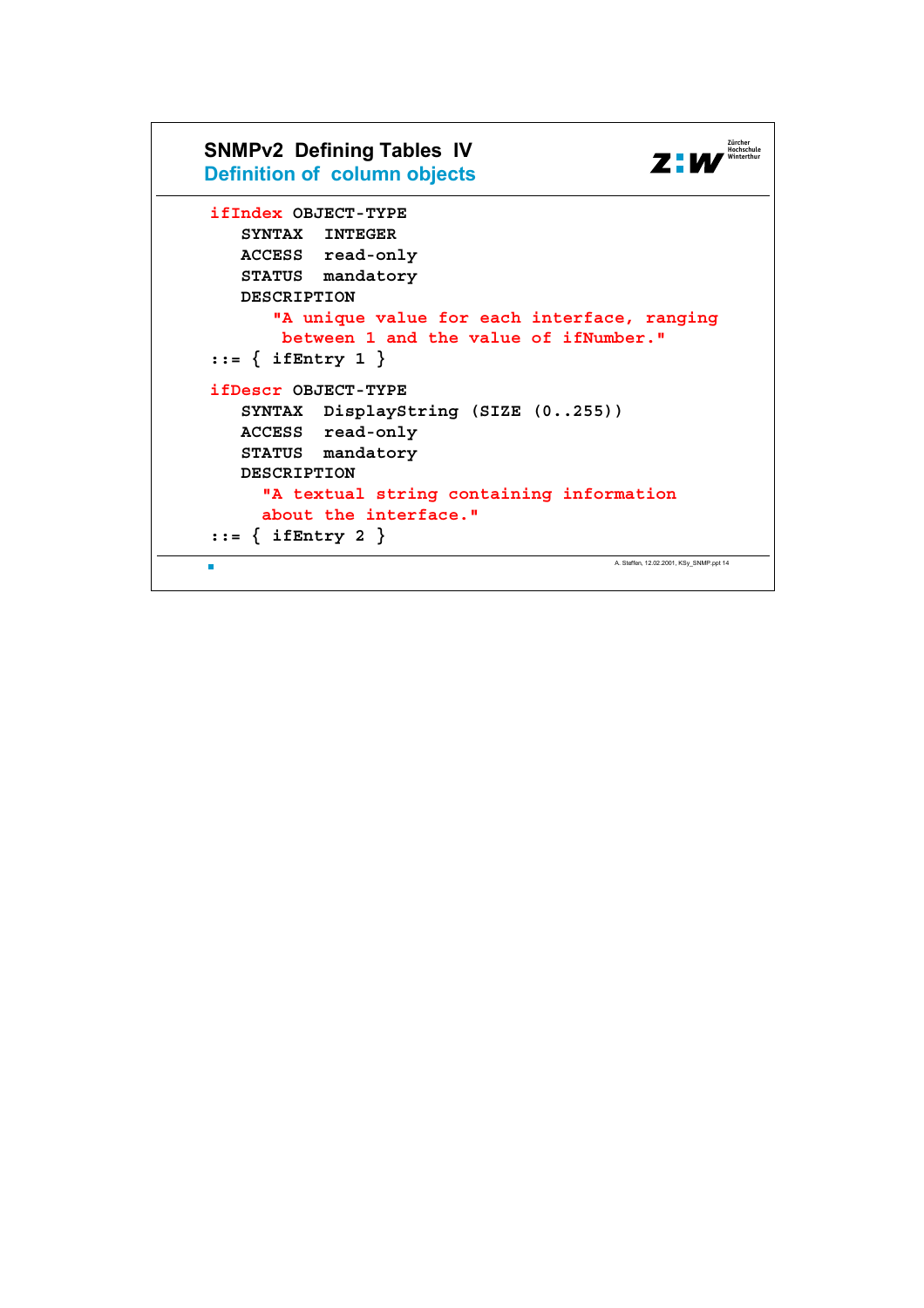## SNMPv2 Defining Tables IV

### Definition of column objects

```
ifIndex OBJECT-TYPE
   SYNTAX  INTEGER
   ACCESS  read-only
   STATUS  mandatory
   DESCRIPTION
      "A unique value for each interface, ranging
       between 1 and the value of ifNumber."
::= { ifEntry 1 }

ifDescr OBJECT-TYPE
   SYNTAX  DisplayString (SIZE (0..255))
   ACCESS  read-only
   STATUS  mandatory
   DESCRIPTION
     "A textual string containing information
     about the interface."
::= { ifEntry 2 }
```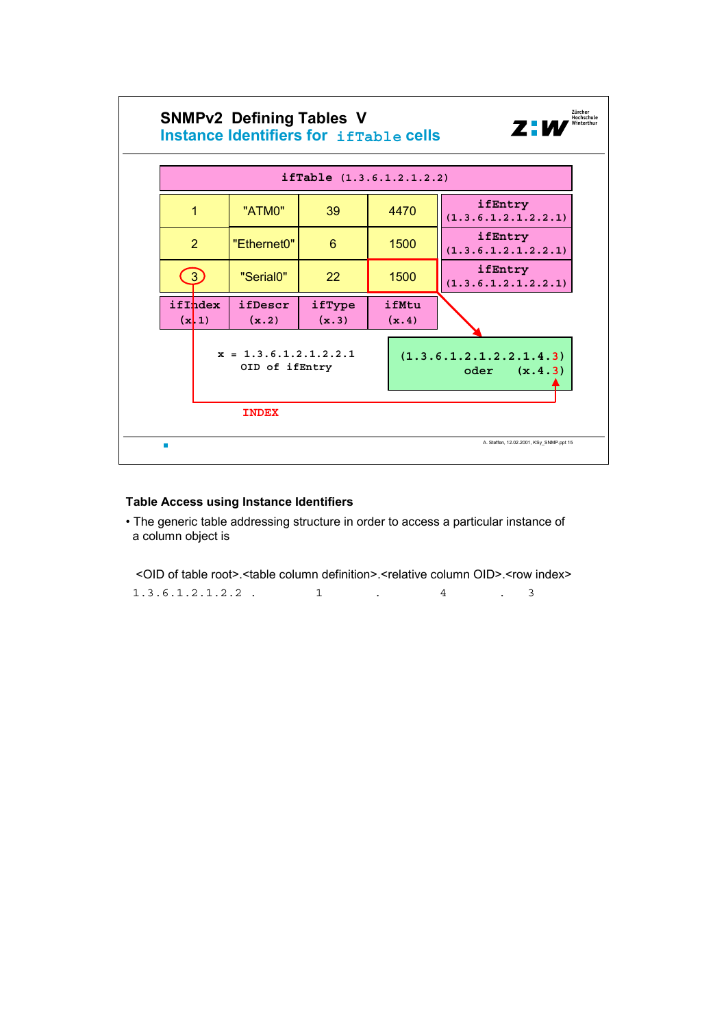## SNMPv2 Defining Tables V

### Instance Identifiers for `ifTable` cells

| ifTable (1.3.6.1.2.1.2.2) | | | | |
|---|---|---|---|---|
| 1 | "ATM0" | 39 | 4470 | ifEntry (1.3.6.1.2.1.2.2.1) |
| 2 | "Ethernet0" | 6 | 1500 | ifEntry (1.3.6.1.2.1.2.2.1) |
| 3 | "Serial0" | 22 | 1500 | ifEntry (1.3.6.1.2.1.2.2.1) |
| ifIndex (x.1) | ifDescr (x.2) | ifType (x.3) | ifMtu (x.4) | |

x = 1.3.6.1.2.1.2.2.1
OID of ifEntry

(1.3.6.1.2.1.2.2.1.4.3)
oder (x.4.3)

INDEX

**Table Access using Instance Identifiers**

- The generic table addressing structure in order to access a particular instance of a column object is

```
<OID of table root>.<table column definition>.<relative column OID>.<row index>
1.3.6.1.2.1.2.2     .        1              .        4             .    3
```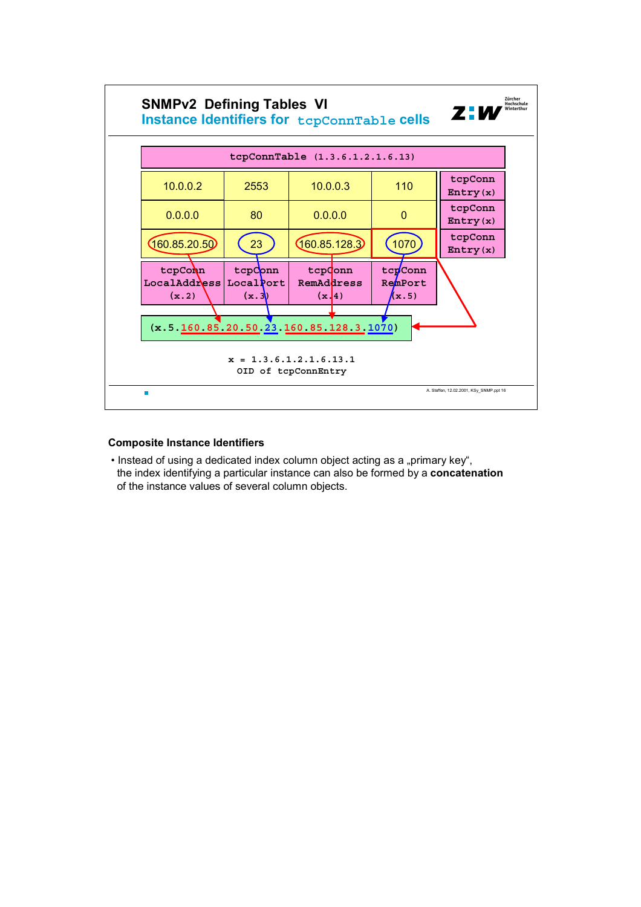## SNMPv2 Defining Tables VI

### Instance Identifiers for `tcpConnTable` cells

**tcpConnTable** (1.3.6.1.2.1.6.13)

| tcpConnLocalAddress (x.2) | tcpConnLocalPort (x.3) | tcpConnRemAddress (x.4) | tcpConnRemPort (x.5) | |
|---|---|---|---|---|
| 10.0.0.2 | 2553 | 10.0.0.3 | 110 | tcpConnEntry(x) |
| 0.0.0.0 | 80 | 0.0.0.0 | 0 | tcpConnEntry(x) |
| 160.85.20.50 | 23 | 160.85.128.3 | 1070 | tcpConnEntry(x) |

(x.5.160.85.20.50.23.160.85.128.3.1070)

x = 1.3.6.1.2.1.6.13.1
OID of tcpConnEntry

### Composite Instance Identifiers

- Instead of using a dedicated index column object acting as a „primary key“, the index identifying a particular instance can also be formed by a **concatenation** of the instance values of several column objects.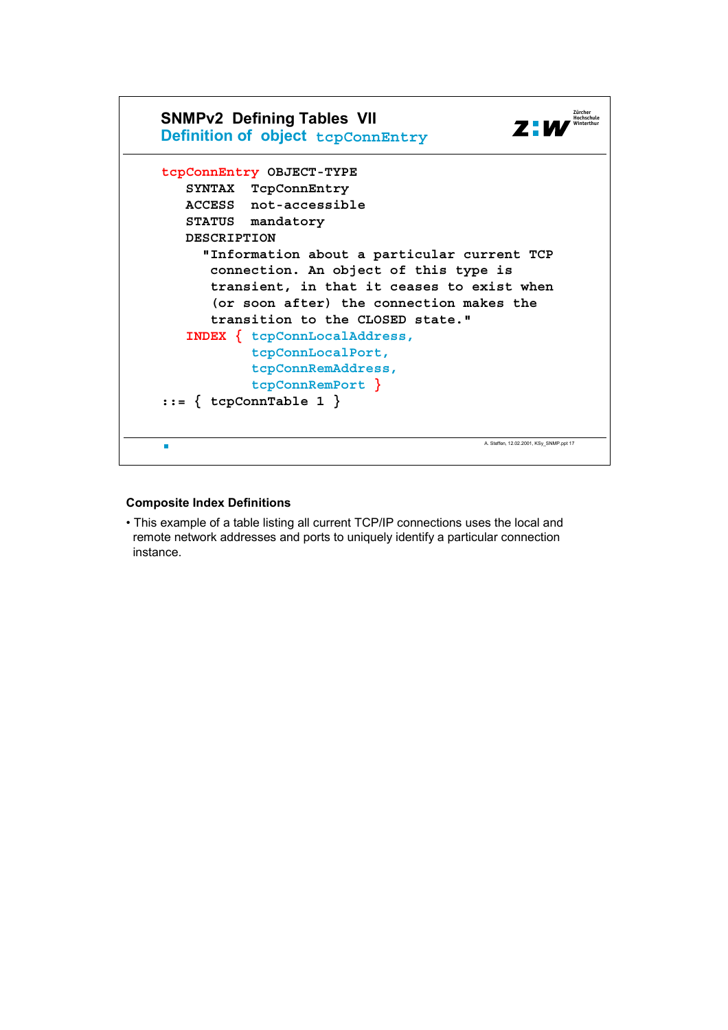## SNMPv2 Defining Tables VII

### Definition of object `tcpConnEntry`

```
tcpConnEntry OBJECT-TYPE
   SYNTAX  TcpConnEntry
   ACCESS  not-accessible
   STATUS  mandatory
   DESCRIPTION
     "Information about a particular current TCP
      connection. An object of this type is
      transient, in that it ceases to exist when
      (or soon after) the connection makes the
      transition to the CLOSED state."
   INDEX { tcpConnLocalAddress,
           tcpConnLocalPort,
           tcpConnRemAddress,
           tcpConnRemPort }
::= { tcpConnTable 1 }
```

A. Steffen, 12.02.2001, KSy_SNMP.ppt 17

**Composite Index Definitions**

- This example of a table listing all current TCP/IP connections uses the local and remote network addresses and ports to uniquely identify a particular connection instance.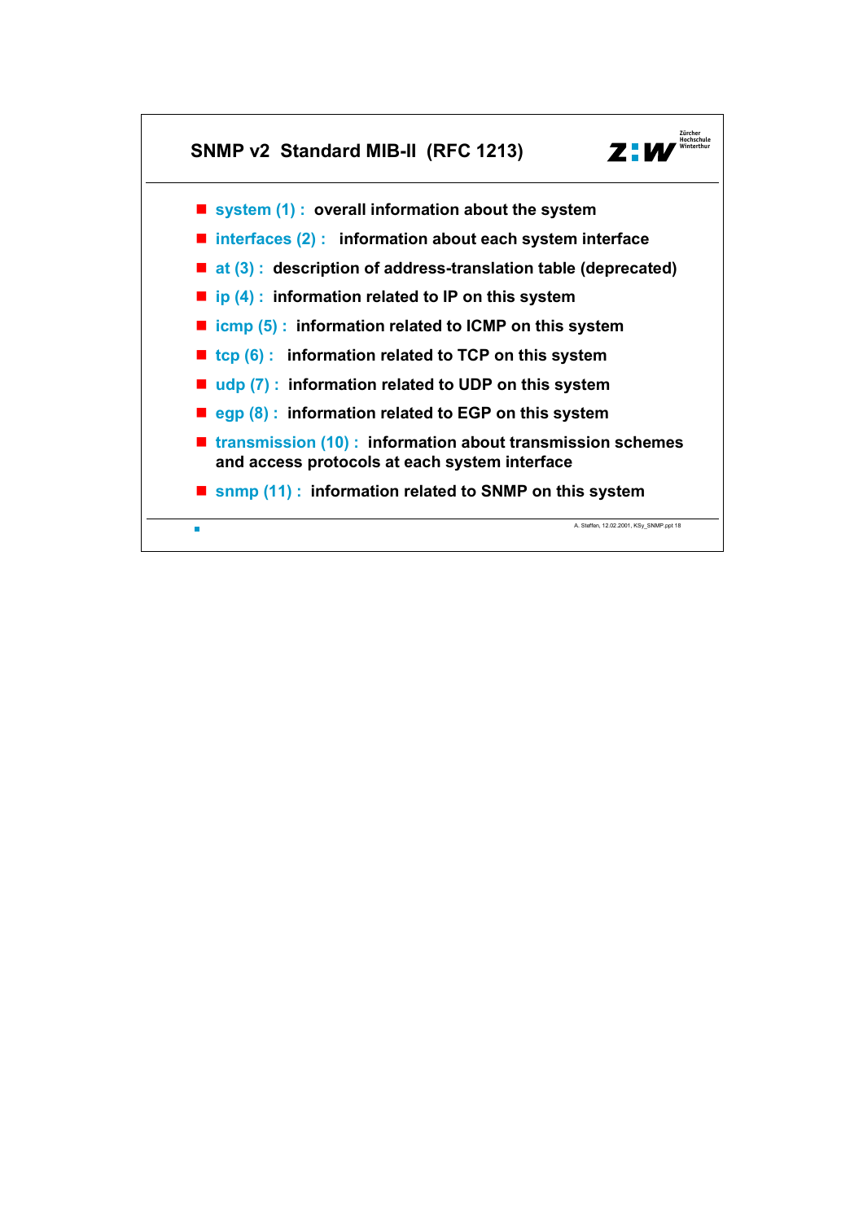## SNMP v2 Standard MIB-II (RFC 1213)

- **system (1) :** overall information about the system
- **interfaces (2) :** information about each system interface
- **at (3) :** description of address-translation table (deprecated)
- **ip (4) :** information related to IP on this system
- **icmp (5) :** information related to ICMP on this system
- **tcp (6) :** information related to TCP on this system
- **udp (7) :** information related to UDP on this system
- **egp (8) :** information related to EGP on this system
- **transmission (10) :** information about transmission schemes and access protocols at each system interface
- **snmp (11) :** information related to SNMP on this system